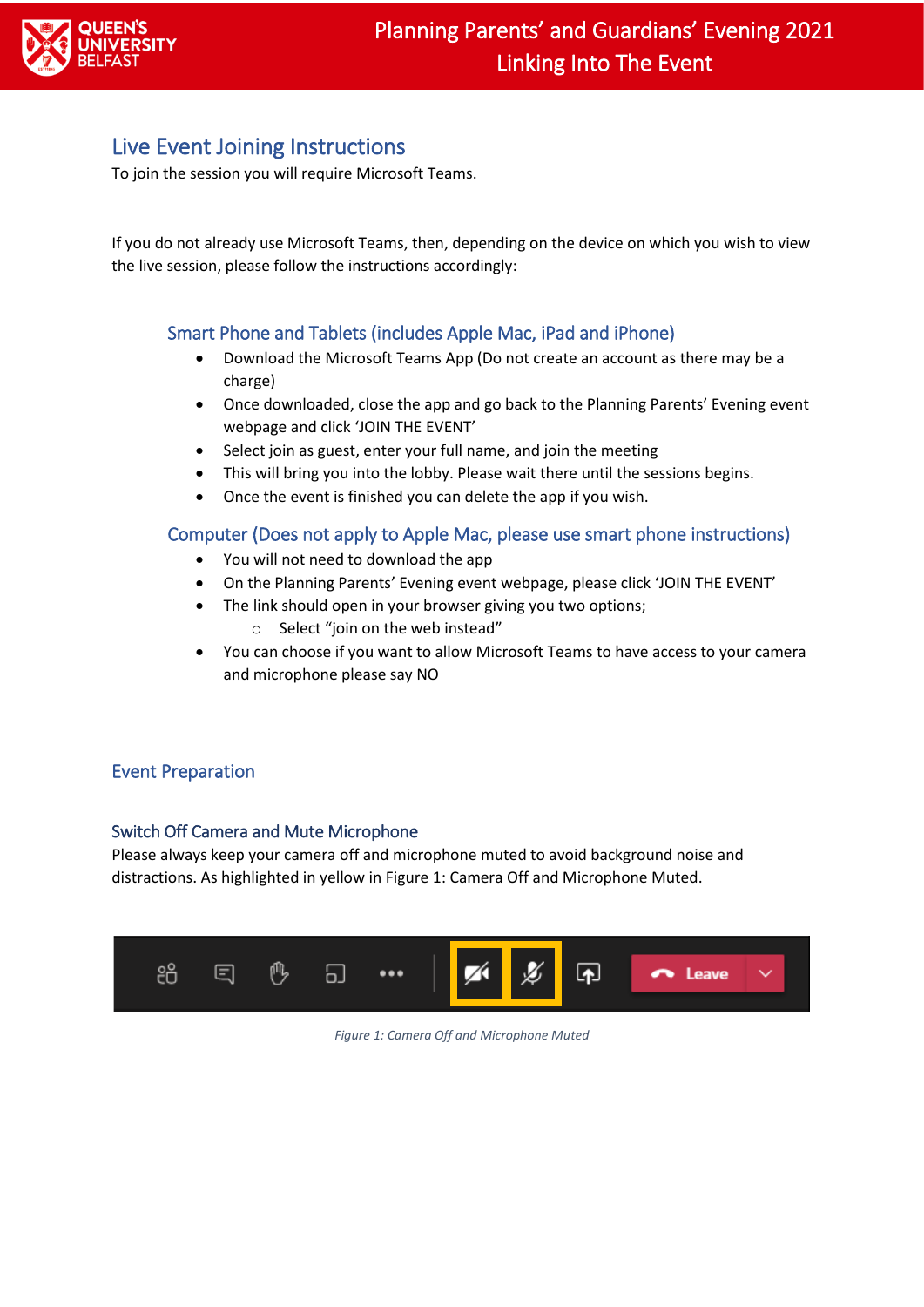# Planning Parents' and Guardians' Evening 2021
## Linking Into The Event

## Live Event Joining Instructions

To join the session you will require Microsoft Teams.

If you do not already use Microsoft Teams, then, depending on the device on which you wish to view the live session, please follow the instructions accordingly:

### Smart Phone and Tablets (includes Apple Mac, iPad and iPhone)

- Download the Microsoft Teams App (Do not create an account as there may be a charge)
- Once downloaded, close the app and go back to the Planning Parents' Evening event webpage and click 'JOIN THE EVENT'
- Select join as guest, enter your full name, and join the meeting
- This will bring you into the lobby. Please wait there until the sessions begins.
- Once the event is finished you can delete the app if you wish.

### Computer (Does not apply to Apple Mac, please use smart phone instructions)

- You will not need to download the app
- On the Planning Parents' Evening event webpage, please click 'JOIN THE EVENT'
- The link should open in your browser giving you two options;
  - Select "join on the web instead"
- You can choose if you want to allow Microsoft Teams to have access to your camera and microphone please say NO

## Event Preparation

### Switch Off Camera and Mute Microphone

Please always keep your camera off and microphone muted to avoid background noise and distractions. As highlighted in yellow in Figure 1: Camera Off and Microphone Muted.

*Figure 1: Camera Off and Microphone Muted*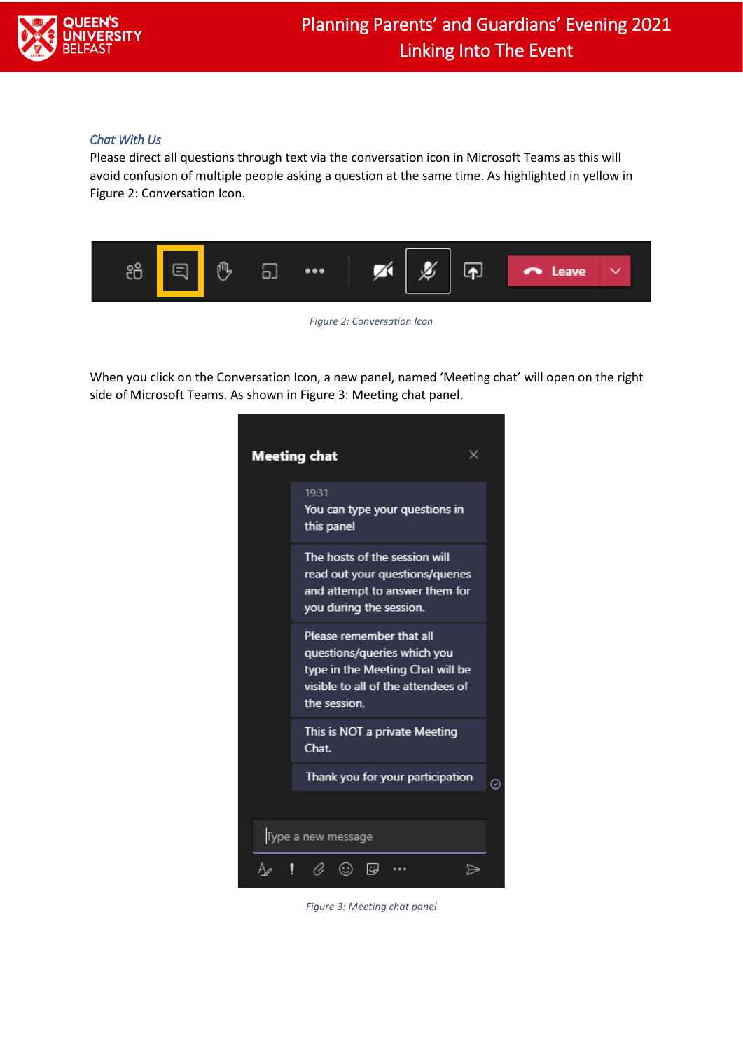### *Chat With Us*

Please direct all questions through text via the conversation icon in Microsoft Teams as this will avoid confusion of multiple people asking a question at the same time. As highlighted in yellow in Figure 2: Conversation Icon.

*Figure 2: Conversation Icon*

When you click on the Conversation Icon, a new panel, named 'Meeting chat' will open on the right side of Microsoft Teams. As shown in Figure 3: Meeting chat panel.

*Figure 3: Meeting chat panel*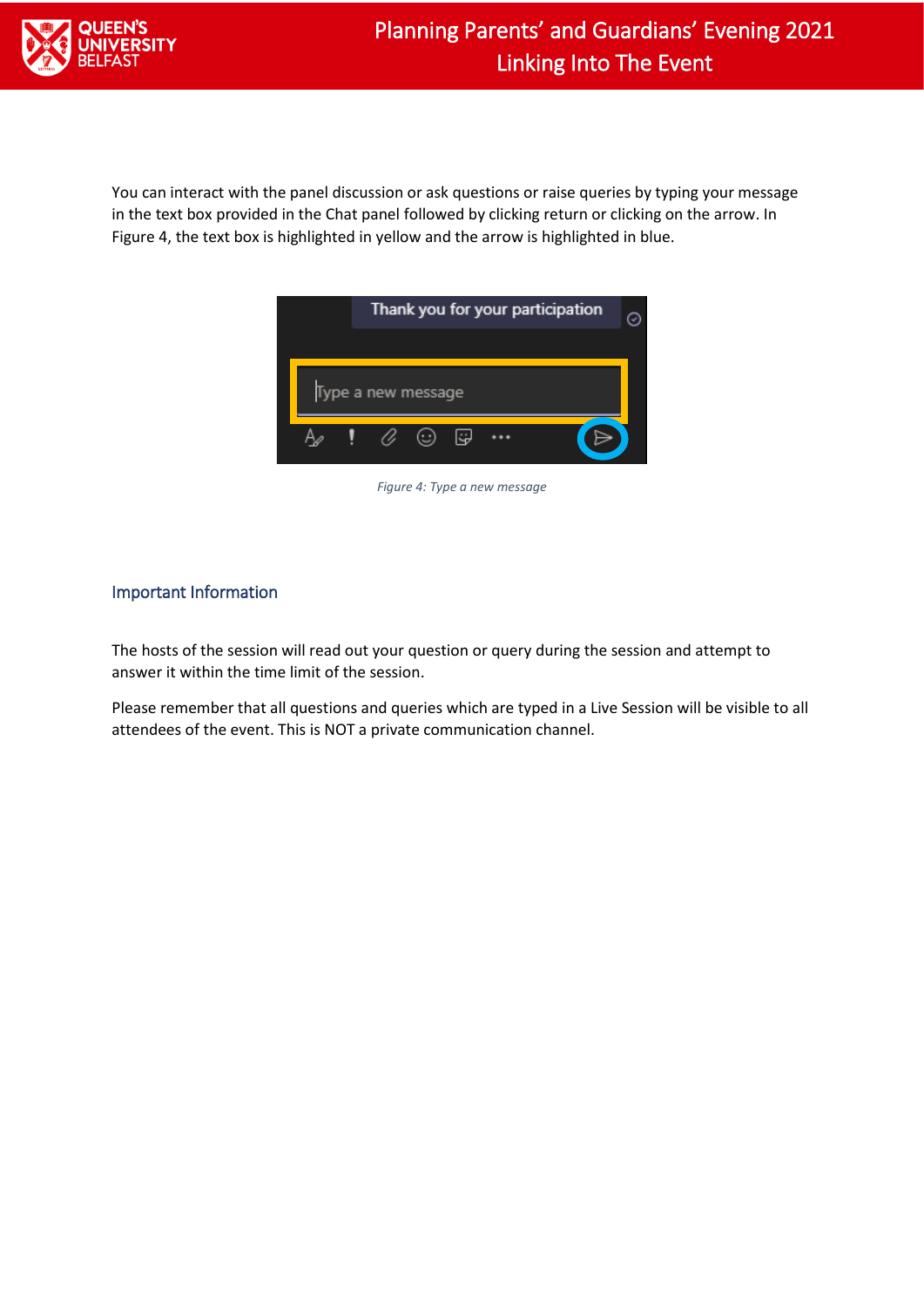You can interact with the panel discussion or ask questions or raise queries by typing your message in the text box provided in the Chat panel followed by clicking return or clicking on the arrow. In Figure 4, the text box is highlighted in yellow and the arrow is highlighted in blue.

*Figure 4: Type a new message*

## Important Information

The hosts of the session will read out your question or query during the session and attempt to answer it within the time limit of the session.

Please remember that all questions and queries which are typed in a Live Session will be visible to all attendees of the event. This is NOT a private communication channel.